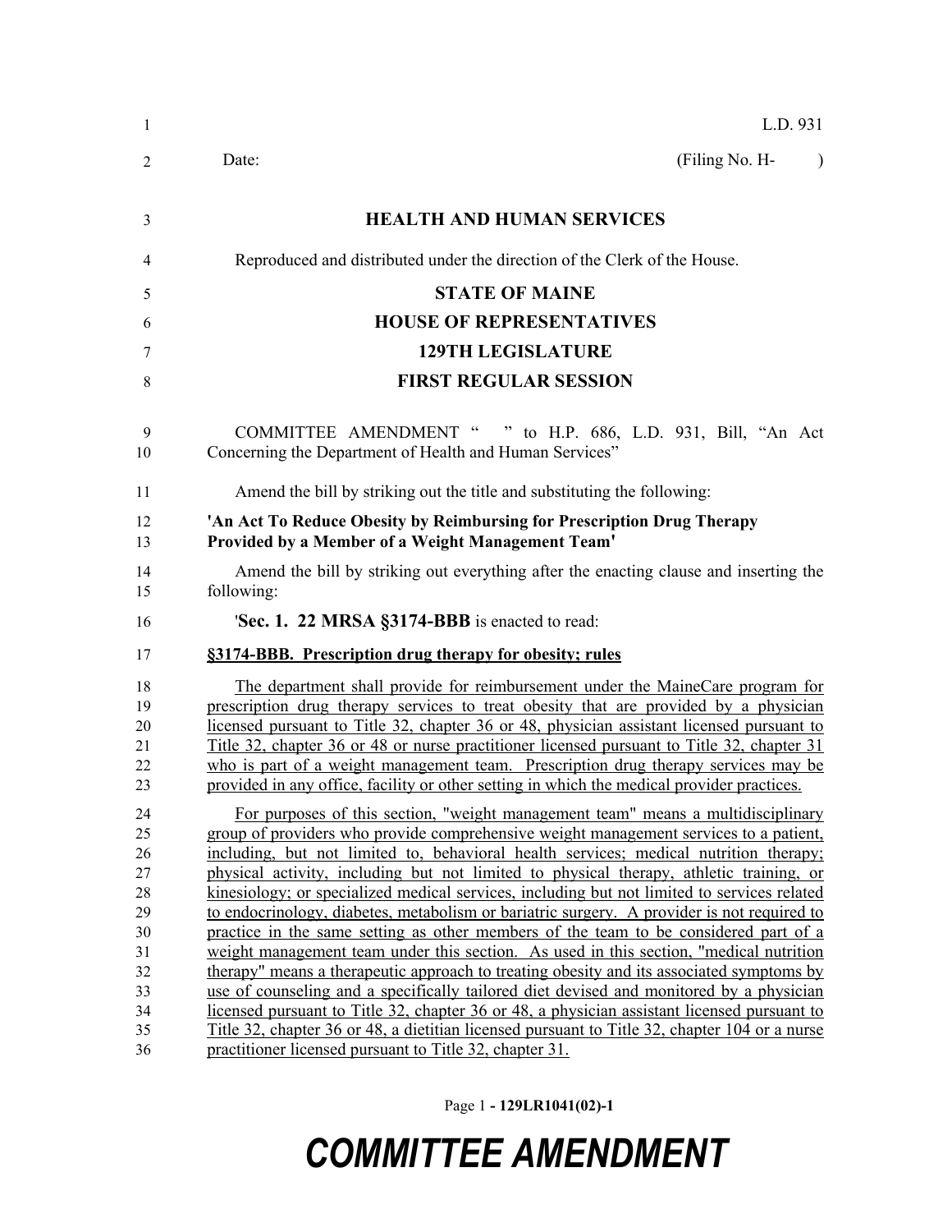L.D. 931

Date: (Filing No. H- )

# HEALTH AND HUMAN SERVICES

Reproduced and distributed under the direction of the Clerk of the House.

# STATE OF MAINE

# HOUSE OF REPRESENTATIVES

# 129TH LEGISLATURE

# FIRST REGULAR SESSION

COMMITTEE AMENDMENT " " to H.P. 686, L.D. 931, Bill, "An Act Concerning the Department of Health and Human Services"

Amend the bill by striking out the title and substituting the following:

**'An Act To Reduce Obesity by Reimbursing for Prescription Drug Therapy Provided by a Member of a Weight Management Team'**

Amend the bill by striking out everything after the enacting clause and inserting the following:

'**Sec. 1. 22 MRSA §3174-BBB** is enacted to read:

**§3174-BBB. Prescription drug therapy for obesity; rules**

The department shall provide for reimbursement under the MaineCare program for prescription drug therapy services to treat obesity that are provided by a physician licensed pursuant to Title 32, chapter 36 or 48, physician assistant licensed pursuant to Title 32, chapter 36 or 48 or nurse practitioner licensed pursuant to Title 32, chapter 31 who is part of a weight management team. Prescription drug therapy services may be provided in any office, facility or other setting in which the medical provider practices.

For purposes of this section, "weight management team" means a multidisciplinary group of providers who provide comprehensive weight management services to a patient, including, but not limited to, behavioral health services; medical nutrition therapy; physical activity, including but not limited to physical therapy, athletic training, or kinesiology; or specialized medical services, including but not limited to services related to endocrinology, diabetes, metabolism or bariatric surgery. A provider is not required to practice in the same setting as other members of the team to be considered part of a weight management team under this section. As used in this section, "medical nutrition therapy" means a therapeutic approach to treating obesity and its associated symptoms by use of counseling and a specifically tailored diet devised and monitored by a physician licensed pursuant to Title 32, chapter 36 or 48, a physician assistant licensed pursuant to Title 32, chapter 36 or 48, a dietitian licensed pursuant to Title 32, chapter 104 or a nurse practitioner licensed pursuant to Title 32, chapter 31.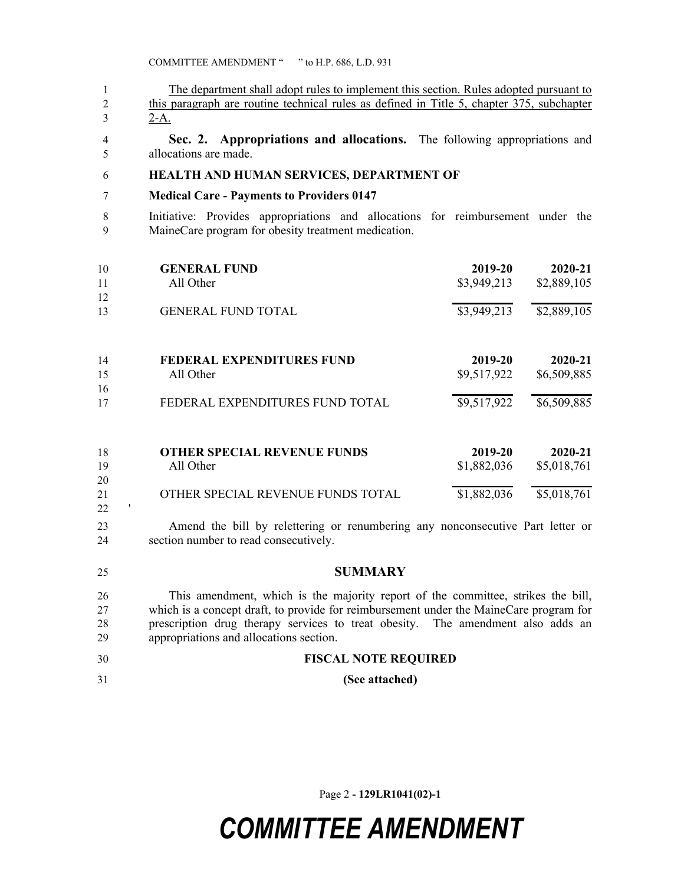The department shall adopt rules to implement this section. Rules adopted pursuant to this paragraph are routine technical rules as defined in Title 5, chapter 375, subchapter 2-A.

**Sec. 2. Appropriations and allocations.** The following appropriations and allocations are made.

**HEALTH AND HUMAN SERVICES, DEPARTMENT OF**

**Medical Care - Payments to Providers 0147**

Initiative: Provides appropriations and allocations for reimbursement under the MaineCare program for obesity treatment medication.

| **GENERAL FUND** | **2019-20** | **2020-21** |
|---|---|---|
| All Other | $3,949,213 | $2,889,105 |
| GENERAL FUND TOTAL | $3,949,213 | $2,889,105 |

| **FEDERAL EXPENDITURES FUND** | **2019-20** | **2020-21** |
|---|---|---|
| All Other | $9,517,922 | $6,509,885 |
| FEDERAL EXPENDITURES FUND TOTAL | $9,517,922 | $6,509,885 |

| **OTHER SPECIAL REVENUE FUNDS** | **2019-20** | **2020-21** |
|---|---|---|
| All Other | $1,882,036 | $5,018,761 |
| OTHER SPECIAL REVENUE FUNDS TOTAL | $1,882,036 | $5,018,761 |

'

Amend the bill by relettering or renumbering any nonconsecutive Part letter or section number to read consecutively.

## SUMMARY

This amendment, which is the majority report of the committee, strikes the bill, which is a concept draft, to provide for reimbursement under the MaineCare program for prescription drug therapy services to treat obesity. The amendment also adds an appropriations and allocations section.

**FISCAL NOTE REQUIRED**

**(See attached)**